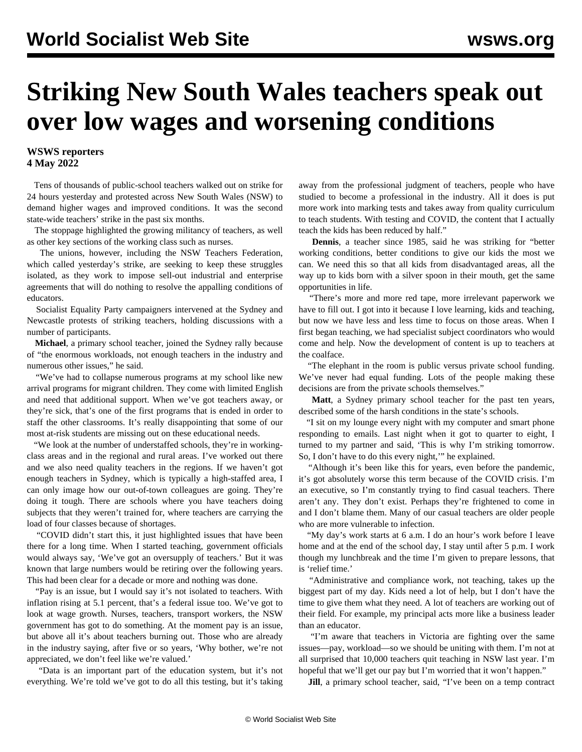# Striking New South Wales teachers speak out over low wages and worsening conditions

**WSWS reporters**
**4 May 2022**

Tens of thousands of public-school teachers walked out on strike for 24 hours yesterday and protested across New South Wales (NSW) to demand higher wages and improved conditions. It was the second state-wide teachers' strike in the past six months.

The stoppage highlighted the growing militancy of teachers, as well as other key sections of the working class such as nurses.

The unions, however, including the NSW Teachers Federation, which called yesterday's strike, are seeking to keep these struggles isolated, as they work to impose sell-out industrial and enterprise agreements that will do nothing to resolve the appalling conditions of educators.

Socialist Equality Party campaigners intervened at the Sydney and Newcastle protests of striking teachers, holding discussions with a number of participants.

**Michael**, a primary school teacher, joined the Sydney rally because of "the enormous workloads, not enough teachers in the industry and numerous other issues," he said.

"We've had to collapse numerous programs at my school like new arrival programs for migrant children. They come with limited English and need that additional support. When we've got teachers away, or they're sick, that's one of the first programs that is ended in order to staff the other classrooms. It's really disappointing that some of our most at-risk students are missing out on these educational needs.

"We look at the number of understaffed schools, they're in working-class areas and in the regional and rural areas. I've worked out there and we also need quality teachers in the regions. If we haven't got enough teachers in Sydney, which is typically a high-staffed area, I can only image how our out-of-town colleagues are going. They're doing it tough. There are schools where you have teachers doing subjects that they weren't trained for, where teachers are carrying the load of four classes because of shortages.

"COVID didn't start this, it just highlighted issues that have been there for a long time. When I started teaching, government officials would always say, 'We've got an oversupply of teachers.' But it was known that large numbers would be retiring over the following years. This had been clear for a decade or more and nothing was done.

"Pay is an issue, but I would say it's not isolated to teachers. With inflation rising at 5.1 percent, that's a federal issue too. We've got to look at wage growth. Nurses, teachers, transport workers, the NSW government has got to do something. At the moment pay is an issue, but above all it's about teachers burning out. Those who are already in the industry saying, after five or so years, 'Why bother, we're not appreciated, we don't feel like we're valued.'

"Data is an important part of the education system, but it's not everything. We're told we've got to do all this testing, but it's taking away from the professional judgment of teachers, people who have studied to become a professional in the industry. All it does is put more work into marking tests and takes away from quality curriculum to teach students. With testing and COVID, the content that I actually teach the kids has been reduced by half."

**Dennis**, a teacher since 1985, said he was striking for "better working conditions, better conditions to give our kids the most we can. We need this so that all kids from disadvantaged areas, all the way up to kids born with a silver spoon in their mouth, get the same opportunities in life.

"There's more and more red tape, more irrelevant paperwork we have to fill out. I got into it because I love learning, kids and teaching, but now we have less and less time to focus on those areas. When I first began teaching, we had specialist subject coordinators who would come and help. Now the development of content is up to teachers at the coalface.

"The elephant in the room is public versus private school funding. We've never had equal funding. Lots of the people making these decisions are from the private schools themselves."

**Matt**, a Sydney primary school teacher for the past ten years, described some of the harsh conditions in the state's schools.

"I sit on my lounge every night with my computer and smart phone responding to emails. Last night when it got to quarter to eight, I turned to my partner and said, 'This is why I'm striking tomorrow. So, I don't have to do this every night,'" he explained.

"Although it's been like this for years, even before the pandemic, it's got absolutely worse this term because of the COVID crisis. I'm an executive, so I'm constantly trying to find casual teachers. There aren't any. They don't exist. Perhaps they're frightened to come in and I don't blame them. Many of our casual teachers are older people who are more vulnerable to infection.

"My day's work starts at 6 a.m. I do an hour's work before I leave home and at the end of the school day, I stay until after 5 p.m. I work though my lunchbreak and the time I'm given to prepare lessons, that is 'relief time.'

"Administrative and compliance work, not teaching, takes up the biggest part of my day. Kids need a lot of help, but I don't have the time to give them what they need. A lot of teachers are working out of their field. For example, my principal acts more like a business leader than an educator.

"I'm aware that teachers in Victoria are fighting over the same issues—pay, workload—so we should be uniting with them. I'm not at all surprised that 10,000 teachers quit teaching in NSW last year. I'm hopeful that we'll get our pay but I'm worried that it won't happen."

**Jill**, a primary school teacher, said, "I've been on a temp contract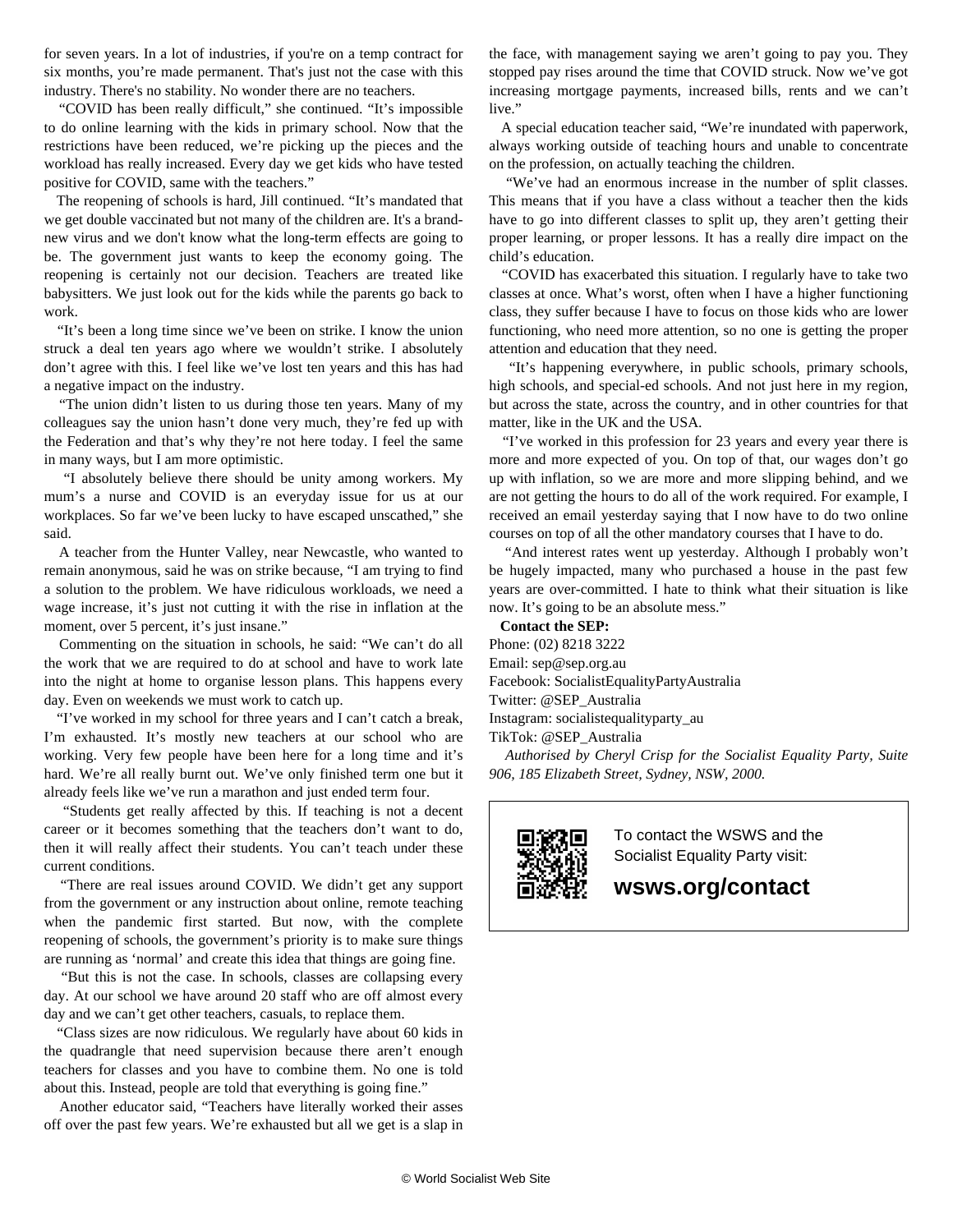for seven years. In a lot of industries, if you're on a temp contract for six months, you're made permanent. That's just not the case with this industry. There's no stability. No wonder there are no teachers.

"COVID has been really difficult," she continued. "It's impossible to do online learning with the kids in primary school. Now that the restrictions have been reduced, we're picking up the pieces and the workload has really increased. Every day we get kids who have tested positive for COVID, same with the teachers."

The reopening of schools is hard, Jill continued. "It's mandated that we get double vaccinated but not many of the children are. It's a brand-new virus and we don't know what the long-term effects are going to be. The government just wants to keep the economy going. The reopening is certainly not our decision. Teachers are treated like babysitters. We just look out for the kids while the parents go back to work.

"It's been a long time since we've been on strike. I know the union struck a deal ten years ago where we wouldn't strike. I absolutely don't agree with this. I feel like we've lost ten years and this has had a negative impact on the industry.

"The union didn't listen to us during those ten years. Many of my colleagues say the union hasn't done very much, they're fed up with the Federation and that's why they're not here today. I feel the same in many ways, but I am more optimistic.

"I absolutely believe there should be unity among workers. My mum's a nurse and COVID is an everyday issue for us at our workplaces. So far we've been lucky to have escaped unscathed," she said.

A teacher from the Hunter Valley, near Newcastle, who wanted to remain anonymous, said he was on strike because, "I am trying to find a solution to the problem. We have ridiculous workloads, we need a wage increase, it's just not cutting it with the rise in inflation at the moment, over 5 percent, it's just insane."

Commenting on the situation in schools, he said: "We can't do all the work that we are required to do at school and have to work late into the night at home to organise lesson plans. This happens every day. Even on weekends we must work to catch up.

"I've worked in my school for three years and I can't catch a break, I'm exhausted. It's mostly new teachers at our school who are working. Very few people have been here for a long time and it's hard. We're all really burnt out. We've only finished term one but it already feels like we've run a marathon and just ended term four.

"Students get really affected by this. If teaching is not a decent career or it becomes something that the teachers don't want to do, then it will really affect their students. You can't teach under these current conditions.

"There are real issues around COVID. We didn't get any support from the government or any instruction about online, remote teaching when the pandemic first started. But now, with the complete reopening of schools, the government's priority is to make sure things are running as 'normal' and create this idea that things are going fine.

"But this is not the case. In schools, classes are collapsing every day. At our school we have around 20 staff who are off almost every day and we can't get other teachers, casuals, to replace them.

"Class sizes are now ridiculous. We regularly have about 60 kids in the quadrangle that need supervision because there aren't enough teachers for classes and you have to combine them. No one is told about this. Instead, people are told that everything is going fine."

Another educator said, "Teachers have literally worked their asses off over the past few years. We're exhausted but all we get is a slap in the face, with management saying we aren't going to pay you. They stopped pay rises around the time that COVID struck. Now we've got increasing mortgage payments, increased bills, rents and we can't live."

A special education teacher said, "We're inundated with paperwork, always working outside of teaching hours and unable to concentrate on the profession, on actually teaching the children.

"We've had an enormous increase in the number of split classes. This means that if you have a class without a teacher then the kids have to go into different classes to split up, they aren't getting their proper learning, or proper lessons. It has a really dire impact on the child's education.

"COVID has exacerbated this situation. I regularly have to take two classes at once. What's worst, often when I have a higher functioning class, they suffer because I have to focus on those kids who are lower functioning, who need more attention, so no one is getting the proper attention and education that they need.

"It's happening everywhere, in public schools, primary schools, high schools, and special-ed schools. And not just here in my region, but across the state, across the country, and in other countries for that matter, like in the UK and the USA.

"I've worked in this profession for 23 years and every year there is more and more expected of you. On top of that, our wages don't go up with inflation, so we are more and more slipping behind, and we are not getting the hours to do all of the work required. For example, I received an email yesterday saying that I now have to do two online courses on top of all the other mandatory courses that I have to do.

"And interest rates went up yesterday. Although I probably won't be hugely impacted, many who purchased a house in the past few years are over-committed. I hate to think what their situation is like now. It's going to be an absolute mess."

**Contact the SEP:**

Phone: (02) 8218 3222
Email: sep@sep.org.au
Facebook: SocialistEqualityPartyAustralia
Twitter: @SEP_Australia
Instagram: socialistequalityparty_au
TikTok: @SEP_Australia

*Authorised by Cheryl Crisp for the Socialist Equality Party, Suite 906, 185 Elizabeth Street, Sydney, NSW, 2000.*

To contact the WSWS and the Socialist Equality Party visit:

**wsws.org/contact**